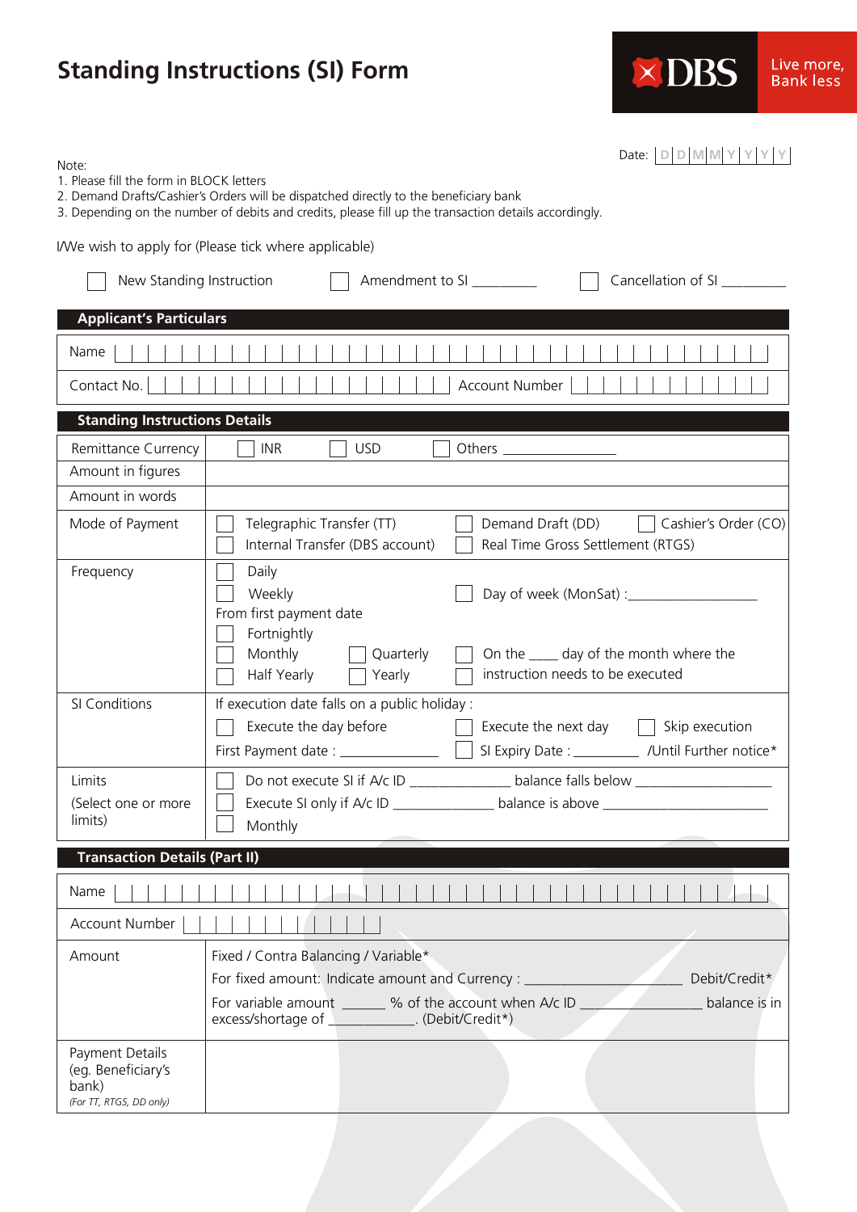# Standing Instructions (SI) Form

DBS — Live more, Bank less

Date: D D M M Y Y Y Y

Note:
1. Please fill the form in BLOCK letters
2. Demand Drafts/Cashier's Orders will be dispatched directly to the beneficiary bank
3. Depending on the number of debits and credits, please fill up the transaction details accordingly.

I/We wish to apply for (Please tick where applicable)

☐ New Standing Instruction ☐ Amendment to SI _________ ☐ Cancellation of SI _________

## Applicant's Particulars

| | |
|---|---|
| Name | |
| Contact No. | Account Number |

## Standing Instructions Details

| | |
|---|---|
| Remittance Currency | ☐ INR ☐ USD ☐ Others _______________ |
| Amount in figures | |
| Amount in words | |
| Mode of Payment | ☐ Telegraphic Transfer (TT) ☐ Demand Draft (DD) ☐ Cashier's Order (CO)<br>☐ Internal Transfer (DBS account) ☐ Real Time Gross Settlement (RTGS) |
| Frequency | ☐ Daily<br>☐ Weekly ☐ Day of week (MonSat) :_________________<br>From first payment date<br>☐ Fortnightly<br>☐ Monthly ☐ Quarterly ☐ On the ____ day of the month where the instruction needs to be executed<br>☐ Half Yearly ☐ Yearly |
| SI Conditions | If execution date falls on a public holiday :<br>☐ Execute the day before ☐ Execute the next day ☐ Skip execution<br>First Payment date : ____________ ☐ SI Expiry Date : _________ /Until Further notice* |
| Limits<br>(Select one or more limits) | ☐ Do not execute SI if A/c ID _____________ balance falls below ___________________<br>☐ Execute SI only if A/c ID _____________ balance is above _______________________<br>☐ Monthly |

## Transaction Details (Part II)

| | |
|---|---|
| Name | |
| Account Number | |
| Amount | Fixed / Contra Balancing / Variable*<br>For fixed amount: Indicate amount and Currency : ____________________ Debit/Credit*<br>For variable amount ______ % of the account when A/c ID ________________ balance is in excess/shortage of ____________. (Debit/Credit*) |
| Payment Details<br>(eg. Beneficiary's bank)<br>*(For TT, RTGS, DD only)* | |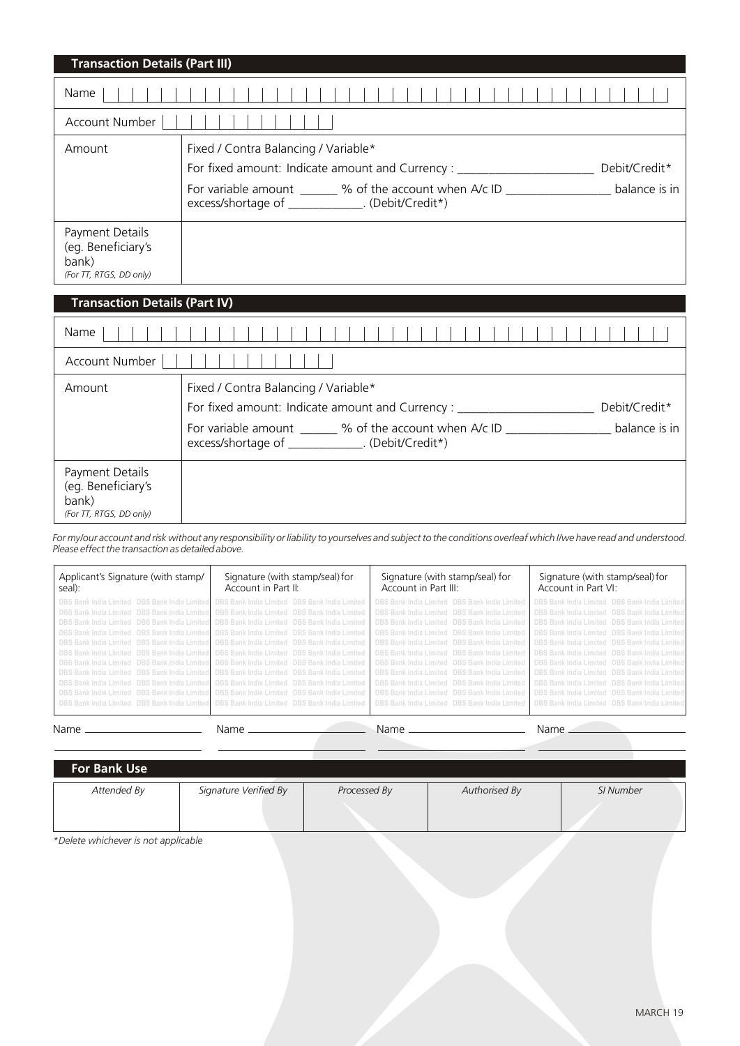## Transaction Details (Part III)

| | |
|---|---|
| Name | |
| Account Number | |
| Amount | Fixed / Contra Balancing / Variable*<br>For fixed amount: Indicate amount and Currency : ______________________ Debit/Credit*<br>For variable amount ______ % of the account when A/c ID _________________ balance is in excess/shortage of ____________. (Debit/Credit*) |
| Payment Details (eg. Beneficiary's bank) *(For TT, RTGS, DD only)* | |

## Transaction Details (Part IV)

| | |
|---|---|
| Name | |
| Account Number | |
| Amount | Fixed / Contra Balancing / Variable*<br>For fixed amount: Indicate amount and Currency : ______________________ Debit/Credit*<br>For variable amount ______ % of the account when A/c ID _________________ balance is in excess/shortage of ____________. (Debit/Credit*) |
| Payment Details (eg. Beneficiary's bank) *(For TT, RTGS, DD only)* | |

*For my/our account and risk without any responsibility or liability to yourselves and subject to the conditions overleaf which I/we have read and understood. Please effect the transaction as detailed above.*

| Applicant's Signature (with stamp/ seal): | Signature (with stamp/seal) for Account in Part II: | Signature (with stamp/seal) for Account in Part III: | Signature (with stamp/seal) for Account in Part VI: |
|---|---|---|---|
| | | | |

Name ____________________ Name ____________________ Name ____________________ Name ____________________

## For Bank Use

| *Attended By* | *Signature Verified By* | *Processed By* | *Authorised By* | *SI Number* |
|---|---|---|---|---|
| | | | | |

*\*Delete whichever is not applicable*

MARCH 19